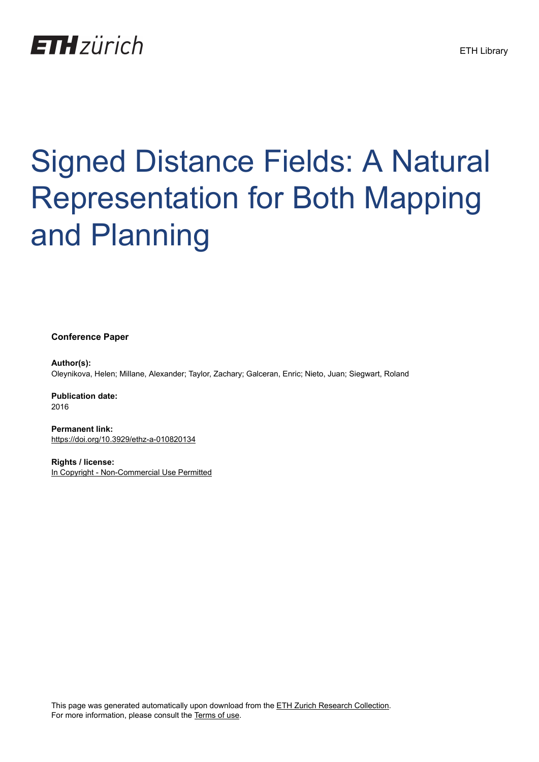ETH zürich

ETH Library

# Signed Distance Fields: A Natural Representation for Both Mapping and Planning

**Conference Paper**

**Author(s):**
Oleynikova, Helen; Millane, Alexander; Taylor, Zachary; Galceran, Enric; Nieto, Juan; Siegwart, Roland

**Publication date:**
2016

**Permanent link:**
https://doi.org/10.3929/ethz-a-010820134

**Rights / license:**
In Copyright - Non-Commercial Use Permitted

This page was generated automatically upon download from the ETH Zurich Research Collection.
For more information, please consult the Terms of use.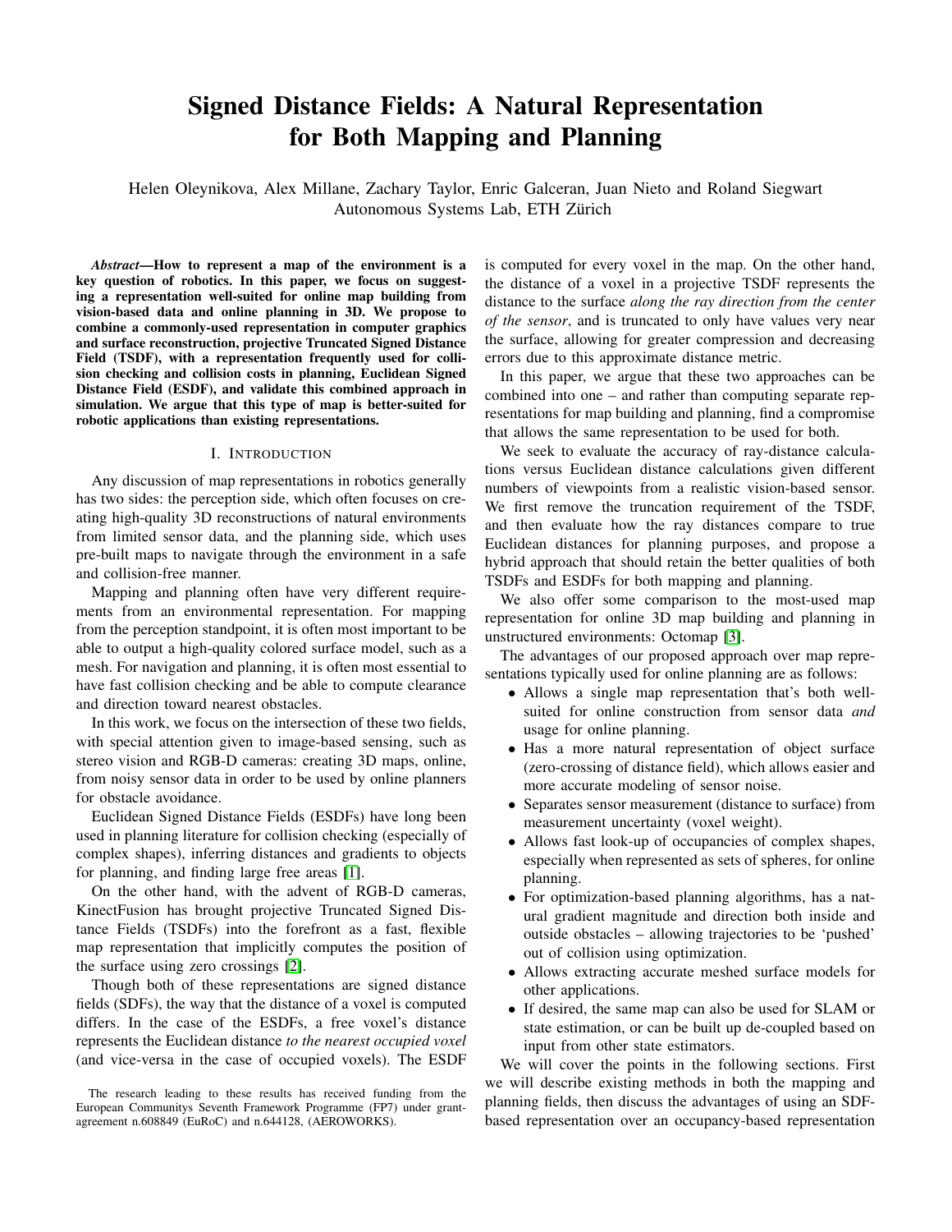# Signed Distance Fields: A Natural Representation for Both Mapping and Planning

Helen Oleynikova, Alex Millane, Zachary Taylor, Enric Galceran, Juan Nieto and Roland Siegwart
Autonomous Systems Lab, ETH Zürich

***Abstract*—How to represent a map of the environment is a key question of robotics. In this paper, we focus on suggesting a representation well-suited for online map building from vision-based data and online planning in 3D. We propose to combine a commonly-used representation in computer graphics and surface reconstruction, projective Truncated Signed Distance Field (TSDF), with a representation frequently used for collision checking and collision costs in planning, Euclidean Signed Distance Field (ESDF), and validate this combined approach in simulation. We argue that this type of map is better-suited for robotic applications than existing representations.**

## I. Introduction

Any discussion of map representations in robotics generally has two sides: the perception side, which often focuses on creating high-quality 3D reconstructions of natural environments from limited sensor data, and the planning side, which uses pre-built maps to navigate through the environment in a safe and collision-free manner.

Mapping and planning often have very different requirements from an environmental representation. For mapping from the perception standpoint, it is often most important to be able to output a high-quality colored surface model, such as a mesh. For navigation and planning, it is often most essential to have fast collision checking and be able to compute clearance and direction toward nearest obstacles.

In this work, we focus on the intersection of these two fields, with special attention given to image-based sensing, such as stereo vision and RGB-D cameras: creating 3D maps, online, from noisy sensor data in order to be used by online planners for obstacle avoidance.

Euclidean Signed Distance Fields (ESDFs) have long been used in planning literature for collision checking (especially of complex shapes), inferring distances and gradients to objects for planning, and finding large free areas [1].

On the other hand, with the advent of RGB-D cameras, KinectFusion has brought projective Truncated Signed Distance Fields (TSDFs) into the forefront as a fast, flexible map representation that implicitly computes the position of the surface using zero crossings [2].

Though both of these representations are signed distance fields (SDFs), the way that the distance of a voxel is computed differs. In the case of the ESDFs, a free voxel's distance represents the Euclidean distance *to the nearest occupied voxel* (and vice-versa in the case of occupied voxels). The ESDF is computed for every voxel in the map. On the other hand, the distance of a voxel in a projective TSDF represents the distance to the surface *along the ray direction from the center of the sensor*, and is truncated to only have values very near the surface, allowing for greater compression and decreasing errors due to this approximate distance metric.

In this paper, we argue that these two approaches can be combined into one – and rather than computing separate representations for map building and planning, find a compromise that allows the same representation to be used for both.

We seek to evaluate the accuracy of ray-distance calculations versus Euclidean distance calculations given different numbers of viewpoints from a realistic vision-based sensor. We first remove the truncation requirement of the TSDF, and then evaluate how the ray distances compare to true Euclidean distances for planning purposes, and propose a hybrid approach that should retain the better qualities of both TSDFs and ESDFs for both mapping and planning.

We also offer some comparison to the most-used map representation for online 3D map building and planning in unstructured environments: Octomap [3].

The advantages of our proposed approach over map representations typically used for online planning are as follows:

- Allows a single map representation that's both well-suited for online construction from sensor data *and* usage for online planning.
- Has a more natural representation of object surface (zero-crossing of distance field), which allows easier and more accurate modeling of sensor noise.
- Separates sensor measurement (distance to surface) from measurement uncertainty (voxel weight).
- Allows fast look-up of occupancies of complex shapes, especially when represented as sets of spheres, for online planning.
- For optimization-based planning algorithms, has a natural gradient magnitude and direction both inside and outside obstacles – allowing trajectories to be 'pushed' out of collision using optimization.
- Allows extracting accurate meshed surface models for other applications.
- If desired, the same map can also be used for SLAM or state estimation, or can be built up de-coupled based on input from other state estimators.

We will cover the points in the following sections. First we will describe existing methods in both the mapping and planning fields, then discuss the advantages of using an SDF-based representation over an occupancy-based representation

The research leading to these results has received funding from the European Communitys Seventh Framework Programme (FP7) under grant-agreement n.608849 (EuRoC) and n.644128, (AEROWORKS).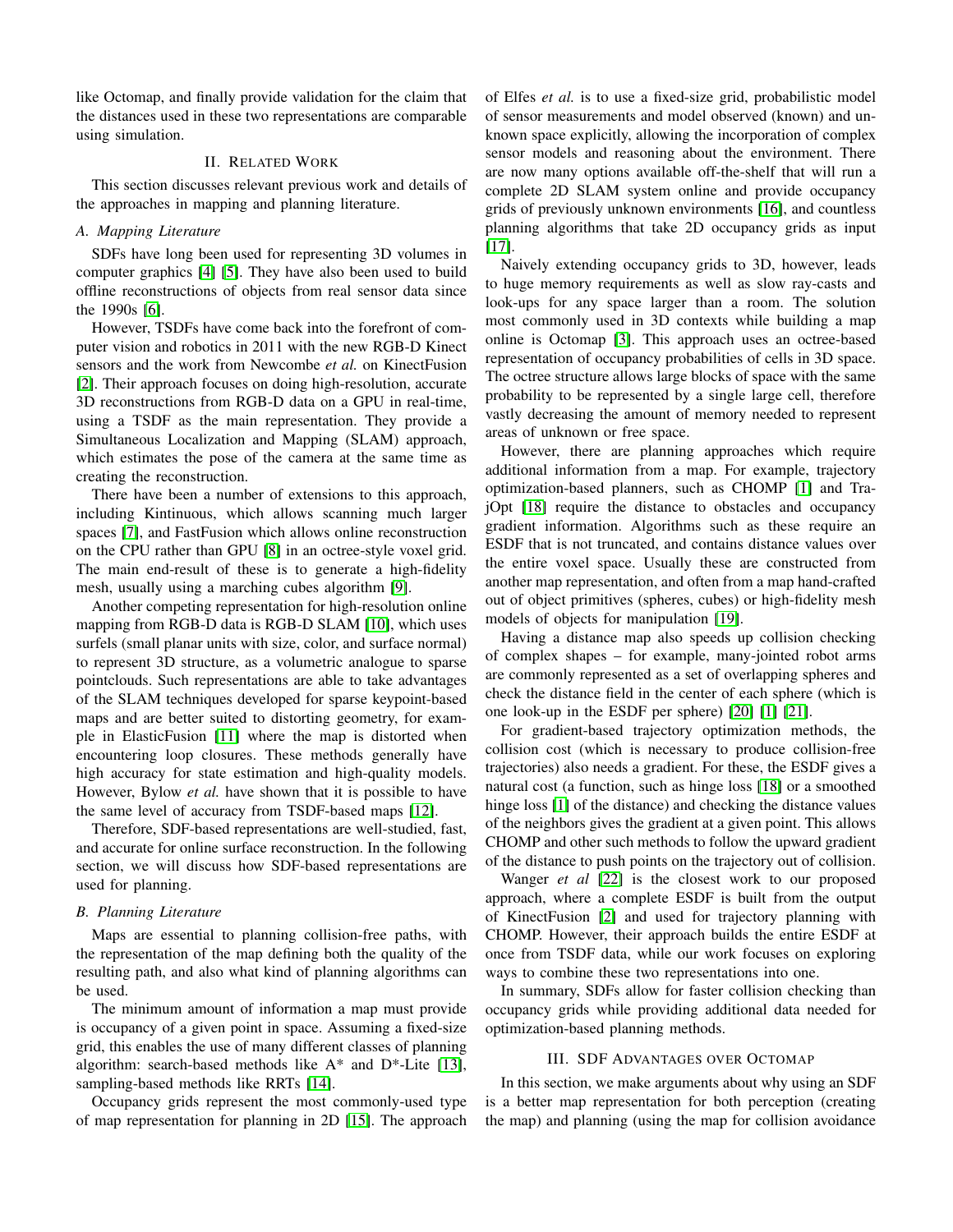like Octomap, and finally provide validation for the claim that the distances used in these two representations are comparable using simulation.

## II. Related Work

This section discusses relevant previous work and details of the approaches in mapping and planning literature.

### A. Mapping Literature

SDFs have long been used for representing 3D volumes in computer graphics [4] [5]. They have also been used to build offline reconstructions of objects from real sensor data since the 1990s [6].

However, TSDFs have come back into the forefront of computer vision and robotics in 2011 with the new RGB-D Kinect sensors and the work from Newcombe *et al.* on KinectFusion [2]. Their approach focuses on doing high-resolution, accurate 3D reconstructions from RGB-D data on a GPU in real-time, using a TSDF as the main representation. They provide a Simultaneous Localization and Mapping (SLAM) approach, which estimates the pose of the camera at the same time as creating the reconstruction.

There have been a number of extensions to this approach, including Kintinuous, which allows scanning much larger spaces [7], and FastFusion which allows online reconstruction on the CPU rather than GPU [8] in an octree-style voxel grid. The main end-result of these is to generate a high-fidelity mesh, usually using a marching cubes algorithm [9].

Another competing representation for high-resolution online mapping from RGB-D data is RGB-D SLAM [10], which uses surfels (small planar units with size, color, and surface normal) to represent 3D structure, as a volumetric analogue to sparse pointclouds. Such representations are able to take advantages of the SLAM techniques developed for sparse keypoint-based maps and are better suited to distorting geometry, for example in ElasticFusion [11] where the map is distorted when encountering loop closures. These methods generally have high accuracy for state estimation and high-quality models. However, Bylow *et al.* have shown that it is possible to have the same level of accuracy from TSDF-based maps [12].

Therefore, SDF-based representations are well-studied, fast, and accurate for online surface reconstruction. In the following section, we will discuss how SDF-based representations are used for planning.

### B. Planning Literature

Maps are essential to planning collision-free paths, with the representation of the map defining both the quality of the resulting path, and also what kind of planning algorithms can be used.

The minimum amount of information a map must provide is occupancy of a given point in space. Assuming a fixed-size grid, this enables the use of many different classes of planning algorithm: search-based methods like A* and D*-Lite [13], sampling-based methods like RRTs [14].

Occupancy grids represent the most commonly-used type of map representation for planning in 2D [15]. The approach of Elfes *et al.* is to use a fixed-size grid, probabilistic model of sensor measurements and model observed (known) and unknown space explicitly, allowing the incorporation of complex sensor models and reasoning about the environment. There are now many options available off-the-shelf that will run a complete 2D SLAM system online and provide occupancy grids of previously unknown environments [16], and countless planning algorithms that take 2D occupancy grids as input [17].

Naively extending occupancy grids to 3D, however, leads to huge memory requirements as well as slow ray-casts and look-ups for any space larger than a room. The solution most commonly used in 3D contexts while building a map online is Octomap [3]. This approach uses an octree-based representation of occupancy probabilities of cells in 3D space. The octree structure allows large blocks of space with the same probability to be represented by a single large cell, therefore vastly decreasing the amount of memory needed to represent areas of unknown or free space.

However, there are planning approaches which require additional information from a map. For example, trajectory optimization-based planners, such as CHOMP [1] and TrajOpt [18] require the distance to obstacles and occupancy gradient information. Algorithms such as these require an ESDF that is not truncated, and contains distance values over the entire voxel space. Usually these are constructed from another map representation, and often from a map hand-crafted out of object primitives (spheres, cubes) or high-fidelity mesh models of objects for manipulation [19].

Having a distance map also speeds up collision checking of complex shapes – for example, many-jointed robot arms are commonly represented as a set of overlapping spheres and check the distance field in the center of each sphere (which is one look-up in the ESDF per sphere) [20] [1] [21].

For gradient-based trajectory optimization methods, the collision cost (which is necessary to produce collision-free trajectories) also needs a gradient. For these, the ESDF gives a natural cost (a function, such as hinge loss [18] or a smoothed hinge loss [1] of the distance) and checking the distance values of the neighbors gives the gradient at a given point. This allows CHOMP and other such methods to follow the upward gradient of the distance to push points on the trajectory out of collision.

Wanger *et al* [22] is the closest work to our proposed approach, where a complete ESDF is built from the output of KinectFusion [2] and used for trajectory planning with CHOMP. However, their approach builds the entire ESDF at once from TSDF data, while our work focuses on exploring ways to combine these two representations into one.

In summary, SDFs allow for faster collision checking than occupancy grids while providing additional data needed for optimization-based planning methods.

## III. SDF Advantages over Octomap

In this section, we make arguments about why using an SDF is a better map representation for both perception (creating the map) and planning (using the map for collision avoidance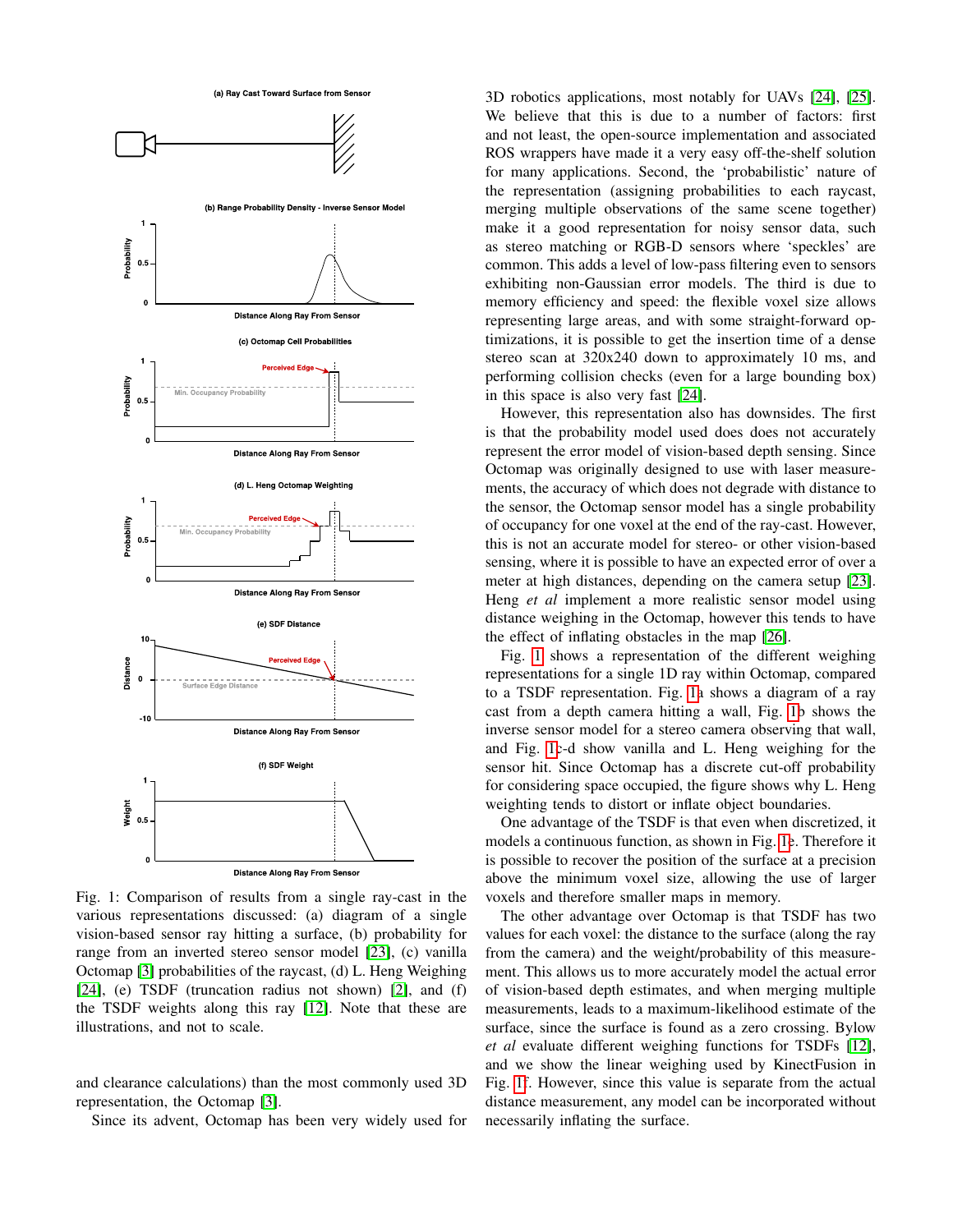Fig. 1: Comparison of results from a single ray-cast in the various representations discussed: (a) diagram of a single vision-based sensor ray hitting a surface, (b) probability for range from an inverted stereo sensor model [23], (c) vanilla Octomap [3] probabilities of the raycast, (d) L. Heng Weighing [24], (e) TSDF (truncation radius not shown) [2], and (f) the TSDF weights along this ray [12]. Note that these are illustrations, and not to scale.

and clearance calculations) than the most commonly used 3D representation, the Octomap [3].

Since its advent, Octomap has been very widely used for 3D robotics applications, most notably for UAVs [24], [25]. We believe that this is due to a number of factors: first and not least, the open-source implementation and associated ROS wrappers have made it a very easy off-the-shelf solution for many applications. Second, the 'probabilistic' nature of the representation (assigning probabilities to each raycast, merging multiple observations of the same scene together) make it a good representation for noisy sensor data, such as stereo matching or RGB-D sensors where 'speckles' are common. This adds a level of low-pass filtering even to sensors exhibiting non-Gaussian error models. The third is due to memory efficiency and speed: the flexible voxel size allows representing large areas, and with some straight-forward optimizations, it is possible to get the insertion time of a dense stereo scan at 320x240 down to approximately 10 ms, and performing collision checks (even for a large bounding box) in this space is also very fast [24].

However, this representation also has downsides. The first is that the probability model used does does not accurately represent the error model of vision-based depth sensing. Since Octomap was originally designed to use with laser measurements, the accuracy of which does not degrade with distance to the sensor, the Octomap sensor model has a single probability of occupancy for one voxel at the end of the ray-cast. However, this is not an accurate model for stereo- or other vision-based sensing, where it is possible to have an expected error of over a meter at high distances, depending on the camera setup [23]. Heng *et al* implement a more realistic sensor model using distance weighing in the Octomap, however this tends to have the effect of inflating obstacles in the map [26].

Fig. 1 shows a representation of the different weighing representations for a single 1D ray within Octomap, compared to a TSDF representation. Fig. 1a shows a diagram of a ray cast from a depth camera hitting a wall, Fig. 1b shows the inverse sensor model for a stereo camera observing that wall, and Fig. 1c-d show vanilla and L. Heng weighing for the sensor hit. Since Octomap has a discrete cut-off probability for considering space occupied, the figure shows why L. Heng weighting tends to distort or inflate object boundaries.

One advantage of the TSDF is that even when discretized, it models a continuous function, as shown in Fig. 1e. Therefore it is possible to recover the position of the surface at a precision above the minimum voxel size, allowing the use of larger voxels and therefore smaller maps in memory.

The other advantage over Octomap is that TSDF has two values for each voxel: the distance to the surface (along the ray from the camera) and the weight/probability of this measurement. This allows us to more accurately model the actual error of vision-based depth estimates, and when merging multiple measurements, leads to a maximum-likelihood estimate of the surface, since the surface is found as a zero crossing. Bylow *et al* evaluate different weighing functions for TSDFs [12], and we show the linear weighing used by KinectFusion in Fig. 1f. However, since this value is separate from the actual distance measurement, any model can be incorporated without necessarily inflating the surface.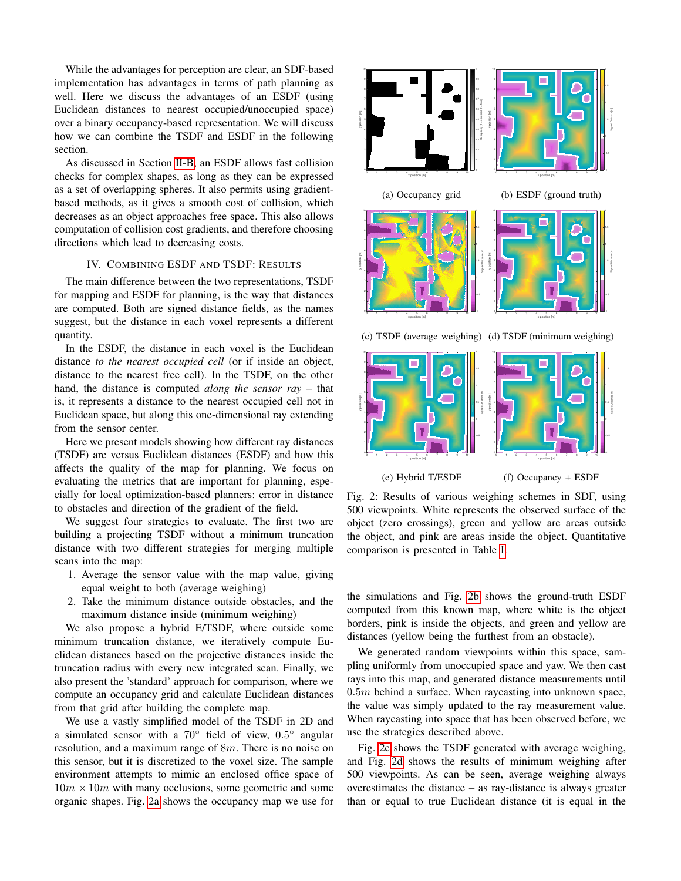While the advantages for perception are clear, an SDF-based implementation has advantages in terms of path planning as well. Here we discuss the advantages of an ESDF (using Euclidean distances to nearest occupied/unoccupied space) over a binary occupancy-based representation. We will discuss how we can combine the TSDF and ESDF in the following section.

As discussed in Section II-B, an ESDF allows fast collision checks for complex shapes, as long as they can be expressed as a set of overlapping spheres. It also permits using gradient-based methods, as it gives a smooth cost of collision, which decreases as an object approaches free space. This also allows computation of collision cost gradients, and therefore choosing directions which lead to decreasing costs.

## IV. Combining ESDF and TSDF: Results

The main difference between the two representations, TSDF for mapping and ESDF for planning, is the way that distances are computed. Both are signed distance fields, as the names suggest, but the distance in each voxel represents a different quantity.

In the ESDF, the distance in each voxel is the Euclidean distance *to the nearest occupied cell* (or if inside an object, distance to the nearest free cell). In the TSDF, on the other hand, the distance is computed *along the sensor ray* – that is, it represents a distance to the nearest occupied cell not in Euclidean space, but along this one-dimensional ray extending from the sensor center.

Here we present models showing how different ray distances (TSDF) are versus Euclidean distances (ESDF) and how this affects the quality of the map for planning. We focus on evaluating the metrics that are important for planning, especially for local optimization-based planners: error in distance to obstacles and direction of the gradient of the field.

We suggest four strategies to evaluate. The first two are building a projecting TSDF without a minimum truncation distance with two different strategies for merging multiple scans into the map:

1. Average the sensor value with the map value, giving equal weight to both (average weighing)
2. Take the minimum distance outside obstacles, and the maximum distance inside (minimum weighing)

We also propose a hybrid E/TSDF, where outside some minimum truncation distance, we iteratively compute Euclidean distances based on the projective distances inside the truncation radius with every new integrated scan. Finally, we also present the 'standard' approach for comparison, where we compute an occupancy grid and calculate Euclidean distances from that grid after building the complete map.

We use a vastly simplified model of the TSDF in 2D and a simulated sensor with a $70°$ field of view, $0.5°$ angular resolution, and a maximum range of $8m$. There is no noise on this sensor, but it is discretized to the voxel size. The sample environment attempts to mimic an enclosed office space of $10m \times 10m$ with many occlusions, some geometric and some organic shapes. Fig. 2a shows the occupancy map we use for the simulations and Fig. 2b shows the ground-truth ESDF computed from this known map, where white is the object borders, pink is inside the objects, and green and yellow are distances (yellow being the furthest from an obstacle).

(a) Occupancy grid (b) ESDF (ground truth)

(c) TSDF (average weighing) (d) TSDF (minimum weighing)

(e) Hybrid T/ESDF (f) Occupancy + ESDF

Fig. 2: Results of various weighing schemes in SDF, using 500 viewpoints. White represents the observed surface of the object (zero crossings), green and yellow are areas outside the object, and pink are areas inside the object. Quantitative comparison is presented in Table I.

We generated random viewpoints within this space, sampling uniformly from unoccupied space and yaw. We then cast rays into this map, and generated distance measurements until $0.5m$ behind a surface. When raycasting into unknown space, the value was simply updated to the ray measurement value. When raycasting into space that has been observed before, we use the strategies described above.

Fig. 2c shows the TSDF generated with average weighing, and Fig. 2d shows the results of minimum weighing after 500 viewpoints. As can be seen, average weighing always overestimates the distance – as ray-distance is always greater than or equal to true Euclidean distance (it is equal in the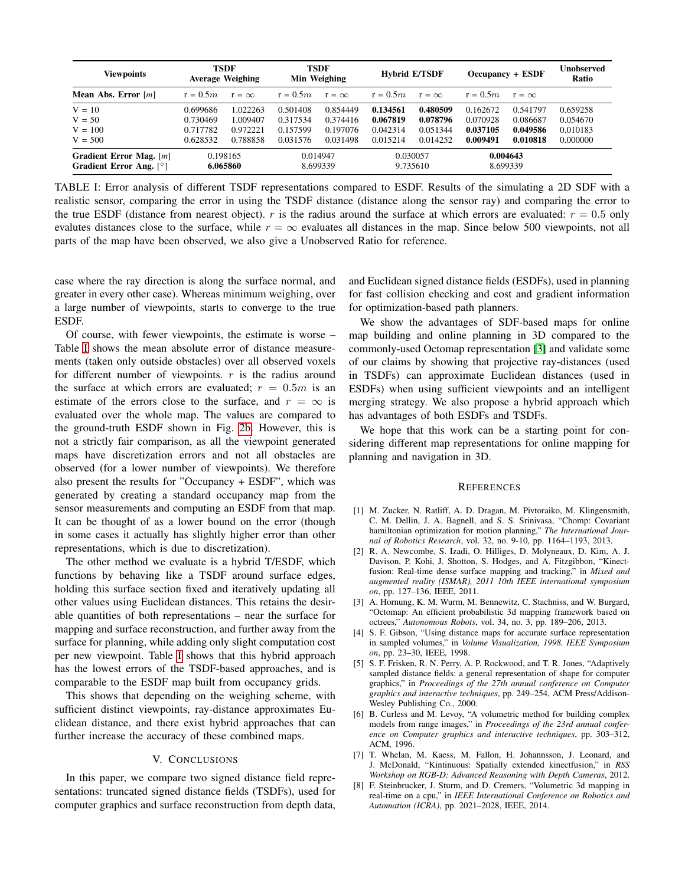| Viewpoints | TSDF Average Weighing | | TSDF Min Weighing | | Hybrid E/TSDF | | Occupancy + ESDF | | Unobserved Ratio |
|---|---|---|---|---|---|---|---|---|---|
| **Mean Abs. Error** $[m]$ | r = $0.5m$ | r = $\infty$ | r = $0.5m$ | r = $\infty$ | r = $0.5m$ | r = $\infty$ | r = $0.5m$ | r = $\infty$ | |
| V = 10 | 0.699686 | 1.022263 | 0.501408 | 0.854449 | **0.134561** | **0.480509** | 0.162672 | 0.541797 | 0.659258 |
| V = 50 | 0.730469 | 1.009407 | 0.317534 | 0.374416 | **0.067819** | **0.078796** | 0.070928 | 0.086687 | 0.054670 |
| V = 100 | 0.717782 | 0.972221 | 0.157599 | 0.197076 | 0.042314 | 0.051344 | **0.037105** | **0.049586** | 0.010183 |
| V = 500 | 0.628532 | 0.788858 | 0.031576 | 0.031498 | 0.015214 | 0.014252 | **0.009491** | **0.010818** | 0.000000 |
| **Gradient Error Mag.** $[m]$ | 0.198165 | | 0.014947 | | 0.030057 | | **0.004643** | | |
| **Gradient Error Ang.** $[°]$ | **6.065860** | | 8.699339 | | 9.735610 | | 8.699339 | | |

TABLE I: Error analysis of different TSDF representations compared to ESDF. Results of the simulating a 2D SDF with a realistic sensor, comparing the error in using the TSDF distance (distance along the sensor ray) and comparing the error to the true ESDF (distance from nearest object). $r$ is the radius around the surface at which errors are evaluated: $r = 0.5$ only evalutes distances close to the surface, while $r = \infty$ evaluates all distances in the map. Since below 500 viewpoints, not all parts of the map have been observed, we also give a Unobserved Ratio for reference.

case where the ray direction is along the surface normal, and greater in every other case). Whereas minimum weighing, over a large number of viewpoints, starts to converge to the true ESDF.

Of course, with fewer viewpoints, the estimate is worse – Table I shows the mean absolute error of distance measurements (taken only outside obstacles) over all observed voxels for different number of viewpoints. $r$ is the radius around the surface at which errors are evaluated; $r = 0.5m$ is an estimate of the errors close to the surface, and $r = \infty$ is evaluated over the whole map. The values are compared to the ground-truth ESDF shown in Fig. 2b. However, this is not a strictly fair comparison, as all the viewpoint generated maps have discretization errors and not all obstacles are observed (for a lower number of viewpoints). We therefore also present the results for "Occupancy + ESDF", which was generated by creating a standard occupancy map from the sensor measurements and computing an ESDF from that map. It can be thought of as a lower bound on the error (though in some cases it actually has slightly higher error than other representations, which is due to discretization).

The other method we evaluate is a hybrid T/ESDF, which functions by behaving like a TSDF around surface edges, holding this surface section fixed and iteratively updating all other values using Euclidean distances. This retains the desirable quantities of both representations – near the surface for mapping and surface reconstruction, and further away from the surface for planning, while adding only slight computation cost per new viewpoint. Table I shows that this hybrid approach has the lowest errors of the TSDF-based approaches, and is comparable to the ESDF map built from occupancy grids.

This shows that depending on the weighing scheme, with sufficient distinct viewpoints, ray-distance approximates Euclidean distance, and there exist hybrid approaches that can further increase the accuracy of these combined maps.

## V. Conclusions

In this paper, we compare two signed distance field representations: truncated signed distance fields (TSDFs), used for computer graphics and surface reconstruction from depth data, and Euclidean signed distance fields (ESDFs), used in planning for fast collision checking and cost and gradient information for optimization-based path planners.

We show the advantages of SDF-based maps for online map building and online planning in 3D compared to the commonly-used Octomap representation [3] and validate some of our claims by showing that projective ray-distances (used in TSDFs) can approximate Euclidean distances (used in ESDFs) when using sufficient viewpoints and an intelligent merging strategy. We also propose a hybrid approach which has advantages of both ESDFs and TSDFs.

We hope that this work can be a starting point for considering different map representations for online mapping for planning and navigation in 3D.

## References

[1] M. Zucker, N. Ratliff, A. D. Dragan, M. Pivtoraiko, M. Klingensmith, C. M. Dellin, J. A. Bagnell, and S. S. Srinivasa, "Chomp: Covariant hamiltonian optimization for motion planning," *The International Journal of Robotics Research*, vol. 32, no. 9-10, pp. 1164–1193, 2013.

[2] R. A. Newcombe, S. Izadi, O. Hilliges, D. Molyneaux, D. Kim, A. J. Davison, P. Kohi, J. Shotton, S. Hodges, and A. Fitzgibbon, "Kinectfusion: Real-time dense surface mapping and tracking," in *Mixed and augmented reality (ISMAR), 2011 10th IEEE international symposium on*, pp. 127–136, IEEE, 2011.

[3] A. Hornung, K. M. Wurm, M. Bennewitz, C. Stachniss, and W. Burgard, "Octomap: An efficient probabilistic 3d mapping framework based on octrees," *Autonomous Robots*, vol. 34, no. 3, pp. 189–206, 2013.

[4] S. F. Gibson, "Using distance maps for accurate surface representation in sampled volumes," in *Volume Visualization, 1998. IEEE Symposium on*, pp. 23–30, IEEE, 1998.

[5] S. F. Frisken, R. N. Perry, A. P. Rockwood, and T. R. Jones, "Adaptively sampled distance fields: a general representation of shape for computer graphics," in *Proceedings of the 27th annual conference on Computer graphics and interactive techniques*, pp. 249–254, ACM Press/Addison-Wesley Publishing Co., 2000.

[6] B. Curless and M. Levoy, "A volumetric method for building complex models from range images," in *Proceedings of the 23rd annual conference on Computer graphics and interactive techniques*, pp. 303–312, ACM, 1996.

[7] T. Whelan, M. Kaess, M. Fallon, H. Johannsson, J. Leonard, and J. McDonald, "Kintinuous: Spatially extended kinectfusion," in *RSS Workshop on RGB-D: Advanced Reasoning with Depth Cameras*, 2012.

[8] F. Steinbrucker, J. Sturm, and D. Cremers, "Volumetric 3d mapping in real-time on a cpu," in *IEEE International Conference on Robotics and Automation (ICRA)*, pp. 2021–2028, IEEE, 2014.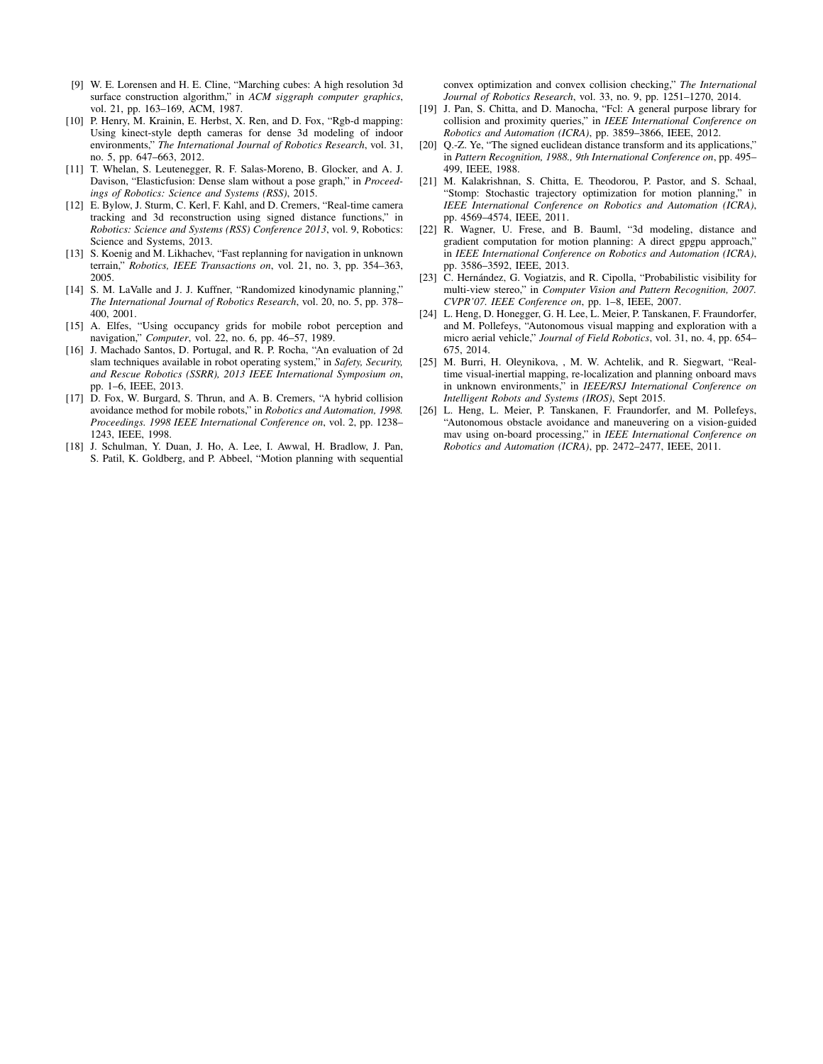[9] W. E. Lorensen and H. E. Cline, "Marching cubes: A high resolution 3d surface construction algorithm," in *ACM siggraph computer graphics*, vol. 21, pp. 163–169, ACM, 1987.

[10] P. Henry, M. Krainin, E. Herbst, X. Ren, and D. Fox, "Rgb-d mapping: Using kinect-style depth cameras for dense 3d modeling of indoor environments," *The International Journal of Robotics Research*, vol. 31, no. 5, pp. 647–663, 2012.

[11] T. Whelan, S. Leutenegger, R. F. Salas-Moreno, B. Glocker, and A. J. Davison, "Elasticfusion: Dense slam without a pose graph," in *Proceedings of Robotics: Science and Systems (RSS)*, 2015.

[12] E. Bylow, J. Sturm, C. Kerl, F. Kahl, and D. Cremers, "Real-time camera tracking and 3d reconstruction using signed distance functions," in *Robotics: Science and Systems (RSS) Conference 2013*, vol. 9, Robotics: Science and Systems, 2013.

[13] S. Koenig and M. Likhachev, "Fast replanning for navigation in unknown terrain," *Robotics, IEEE Transactions on*, vol. 21, no. 3, pp. 354–363, 2005.

[14] S. M. LaValle and J. J. Kuffner, "Randomized kinodynamic planning," *The International Journal of Robotics Research*, vol. 20, no. 5, pp. 378–400, 2001.

[15] A. Elfes, "Using occupancy grids for mobile robot perception and navigation," *Computer*, vol. 22, no. 6, pp. 46–57, 1989.

[16] J. Machado Santos, D. Portugal, and R. P. Rocha, "An evaluation of 2d slam techniques available in robot operating system," in *Safety, Security, and Rescue Robotics (SSRR), 2013 IEEE International Symposium on*, pp. 1–6, IEEE, 2013.

[17] D. Fox, W. Burgard, S. Thrun, and A. B. Cremers, "A hybrid collision avoidance method for mobile robots," in *Robotics and Automation, 1998. Proceedings. 1998 IEEE International Conference on*, vol. 2, pp. 1238–1243, IEEE, 1998.

[18] J. Schulman, Y. Duan, J. Ho, A. Lee, I. Awwal, H. Bradlow, J. Pan, S. Patil, K. Goldberg, and P. Abbeel, "Motion planning with sequential convex optimization and convex collision checking," *The International Journal of Robotics Research*, vol. 33, no. 9, pp. 1251–1270, 2014.

[19] J. Pan, S. Chitta, and D. Manocha, "Fcl: A general purpose library for collision and proximity queries," in *IEEE International Conference on Robotics and Automation (ICRA)*, pp. 3859–3866, IEEE, 2012.

[20] Q.-Z. Ye, "The signed euclidean distance transform and its applications," in *Pattern Recognition, 1988., 9th International Conference on*, pp. 495–499, IEEE, 1988.

[21] M. Kalakrishnan, S. Chitta, E. Theodorou, P. Pastor, and S. Schaal, "Stomp: Stochastic trajectory optimization for motion planning," in *IEEE International Conference on Robotics and Automation (ICRA)*, pp. 4569–4574, IEEE, 2011.

[22] R. Wagner, U. Frese, and B. Bauml, "3d modeling, distance and gradient computation for motion planning: A direct gpgpu approach," in *IEEE International Conference on Robotics and Automation (ICRA)*, pp. 3586–3592, IEEE, 2013.

[23] C. Hernández, G. Vogiatzis, and R. Cipolla, "Probabilistic visibility for multi-view stereo," in *Computer Vision and Pattern Recognition, 2007. CVPR'07. IEEE Conference on*, pp. 1–8, IEEE, 2007.

[24] L. Heng, D. Honegger, G. H. Lee, L. Meier, P. Tanskanen, F. Fraundorfer, and M. Pollefeys, "Autonomous visual mapping and exploration with a micro aerial vehicle," *Journal of Field Robotics*, vol. 31, no. 4, pp. 654–675, 2014.

[25] M. Burri, H. Oleynikova, , M. W. Achtelik, and R. Siegwart, "Real-time visual-inertial mapping, re-localization and planning onboard mavs in unknown environments," in *IEEE/RSJ International Conference on Intelligent Robots and Systems (IROS)*, Sept 2015.

[26] L. Heng, L. Meier, P. Tanskanen, F. Fraundorfer, and M. Pollefeys, "Autonomous obstacle avoidance and maneuvering on a vision-guided mav using on-board processing," in *IEEE International Conference on Robotics and Automation (ICRA)*, pp. 2472–2477, IEEE, 2011.